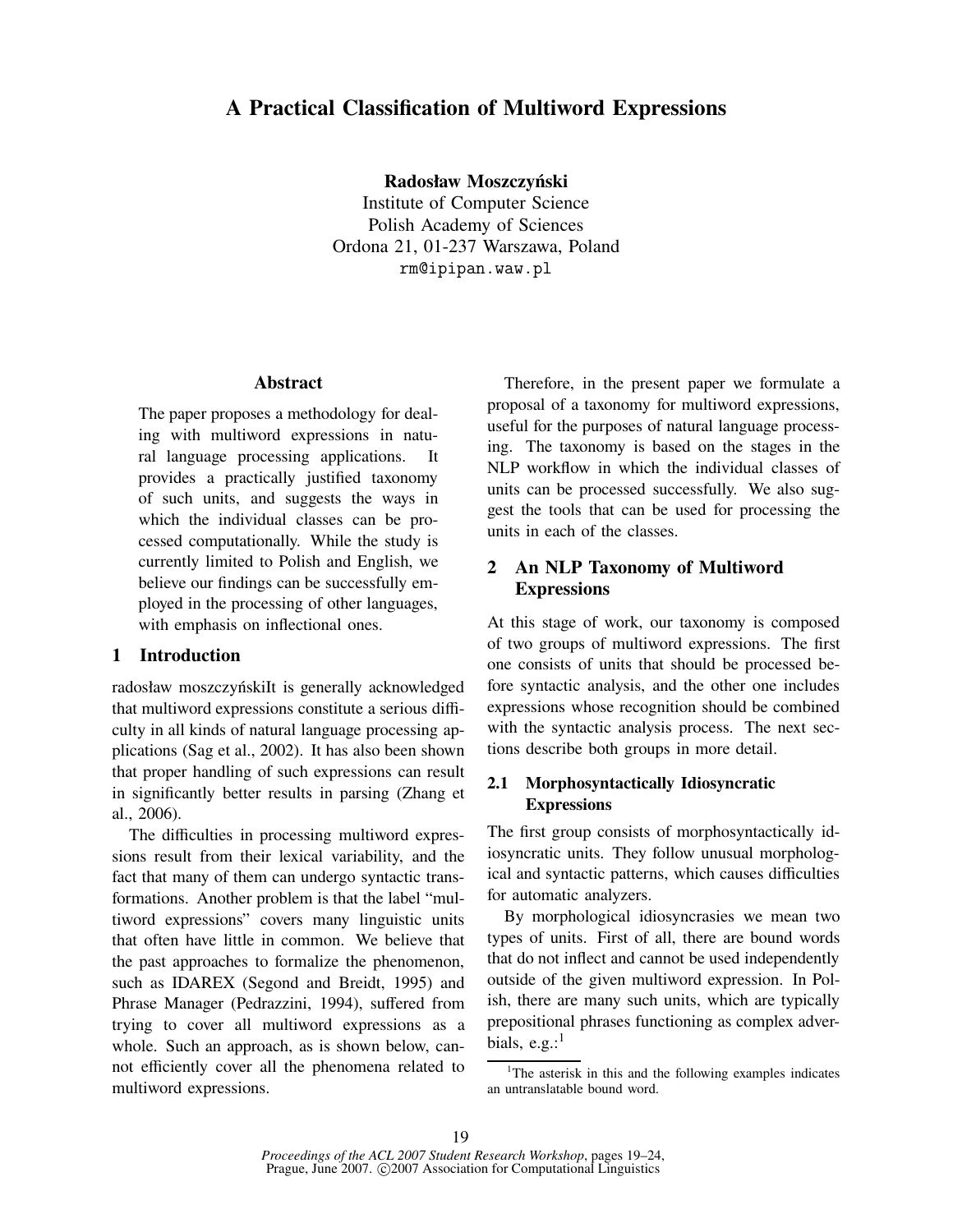# A Practical Classification of Multiword Expressions

**Radosław Moszczyński**
Institute of Computer Science
Polish Academy of Sciences
Ordona 21, 01-237 Warszawa, Poland
rm@ipipan.waw.pl

## Abstract

The paper proposes a methodology for dealing with multiword expressions in natural language processing applications. It provides a practically justified taxonomy of such units, and suggests the ways in which the individual classes can be processed computationally. While the study is currently limited to Polish and English, we believe our findings can be successfully employed in the processing of other languages, with emphasis on inflectional ones.

## 1 Introduction

radosław moszczyńskiIt is generally acknowledged that multiword expressions constitute a serious difficulty in all kinds of natural language processing applications (Sag et al., 2002). It has also been shown that proper handling of such expressions can result in significantly better results in parsing (Zhang et al., 2006).

The difficulties in processing multiword expressions result from their lexical variability, and the fact that many of them can undergo syntactic transformations. Another problem is that the label "multiword expressions" covers many linguistic units that often have little in common. We believe that the past approaches to formalize the phenomenon, such as IDAREX (Segond and Breidt, 1995) and Phrase Manager (Pedrazzini, 1994), suffered from trying to cover all multiword expressions as a whole. Such an approach, as is shown below, cannot efficiently cover all the phenomena related to multiword expressions.

Therefore, in the present paper we formulate a proposal of a taxonomy for multiword expressions, useful for the purposes of natural language processing. The taxonomy is based on the stages in the NLP workflow in which the individual classes of units can be processed successfully. We also suggest the tools that can be used for processing the units in each of the classes.

## 2 An NLP Taxonomy of Multiword Expressions

At this stage of work, our taxonomy is composed of two groups of multiword expressions. The first one consists of units that should be processed before syntactic analysis, and the other one includes expressions whose recognition should be combined with the syntactic analysis process. The next sections describe both groups in more detail.

### 2.1 Morphosyntactically Idiosyncratic Expressions

The first group consists of morphosyntactically idiosyncratic units. They follow unusual morphological and syntactic patterns, which causes difficulties for automatic analyzers.

By morphological idiosyncrasies we mean two types of units. First of all, there are bound words that do not inflect and cannot be used independently outside of the given multiword expression. In Polish, there are many such units, which are typically prepositional phrases functioning as complex adverbials, e.g.:[1]

[1] The asterisk in this and the following examples indicates an untranslatable bound word.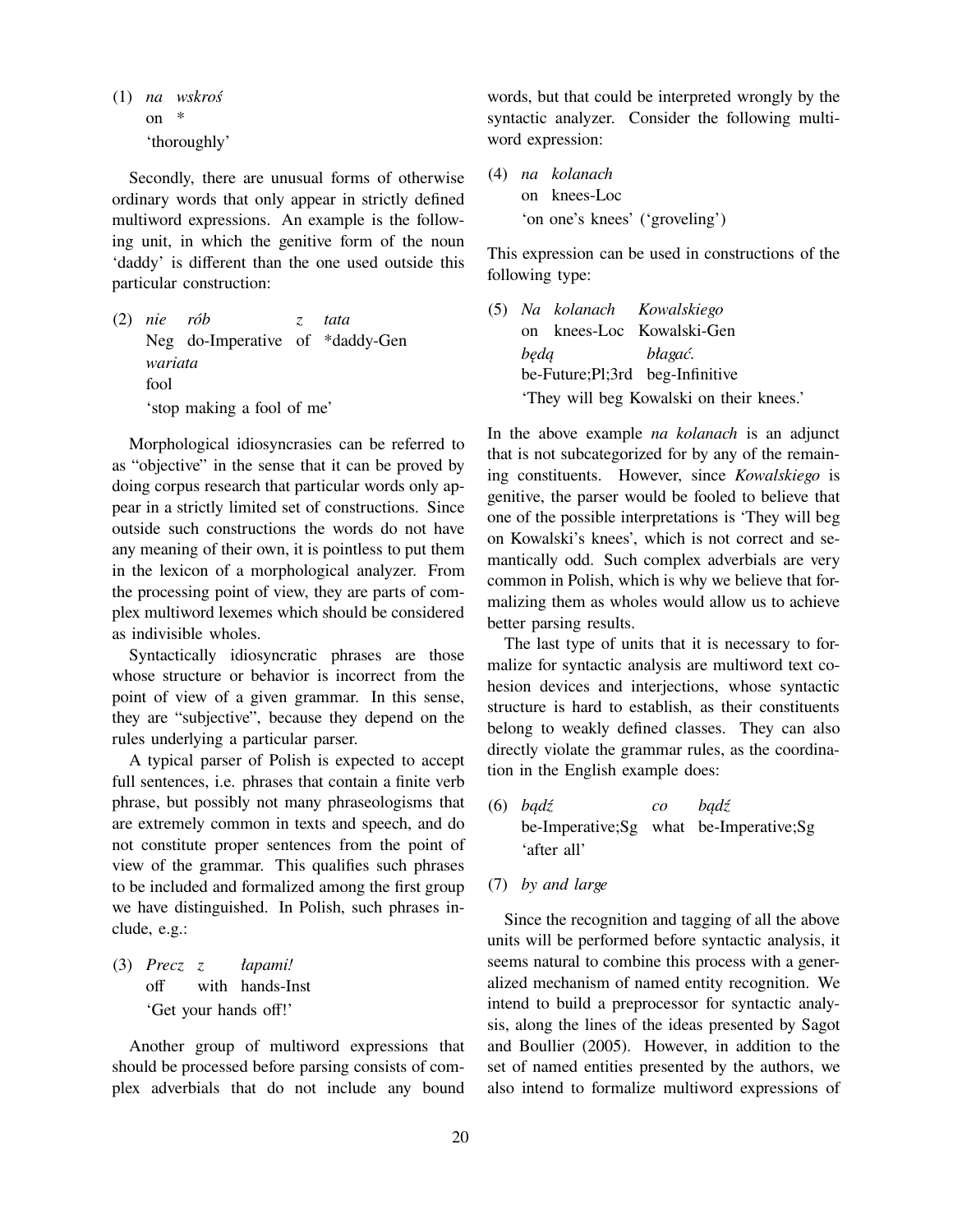(1) *na wskroś*
on *
'thoroughly'

Secondly, there are unusual forms of otherwise ordinary words that only appear in strictly defined multiword expressions. An example is the following unit, in which the genitive form of the noun 'daddy' is different than the one used outside this particular construction:

(2) *nie rób z tata wariata*
Neg do-Imperative of *daddy-Gen fool
'stop making a fool of me'

Morphological idiosyncrasies can be referred to as "objective" in the sense that it can be proved by doing corpus research that particular words only appear in a strictly limited set of constructions. Since outside such constructions the words do not have any meaning of their own, it is pointless to put them in the lexicon of a morphological analyzer. From the processing point of view, they are parts of complex multiword lexemes which should be considered as indivisible wholes.

Syntactically idiosyncratic phrases are those whose structure or behavior is incorrect from the point of view of a given grammar. In this sense, they are "subjective", because they depend on the rules underlying a particular parser.

A typical parser of Polish is expected to accept full sentences, i.e. phrases that contain a finite verb phrase, but possibly not many phraseologisms that are extremely common in texts and speech, and do not constitute proper sentences from the point of view of the grammar. This qualifies such phrases to be included and formalized among the first group we have distinguished. In Polish, such phrases include, e.g.:

(3) *Precz z łapami!*
off with hands-Inst
'Get your hands off!'

Another group of multiword expressions that should be processed before parsing consists of complex adverbials that do not include any bound words, but that could be interpreted wrongly by the syntactic analyzer. Consider the following multiword expression:

(4) *na kolanach*
on knees-Loc
'on one's knees' ('groveling')

This expression can be used in constructions of the following type:

(5) *Na kolanach Kowalskiego będą błagać.*
on knees-Loc Kowalski-Gen be-Future;Pl;3rd beg-Infinitive
'They will beg Kowalski on their knees.'

In the above example *na kolanach* is an adjunct that is not subcategorized for by any of the remaining constituents. However, since *Kowalskiego* is genitive, the parser would be fooled to believe that one of the possible interpretations is 'They will beg on Kowalski's knees', which is not correct and semantically odd. Such complex adverbials are very common in Polish, which is why we believe that formalizing them as wholes would allow us to achieve better parsing results.

The last type of units that it is necessary to formalize for syntactic analysis are multiword text cohesion devices and interjections, whose syntactic structure is hard to establish, as their constituents belong to weakly defined classes. They can also directly violate the grammar rules, as the coordination in the English example does:

(6) *bądź co bądź*
be-Imperative;Sg what be-Imperative;Sg
'after all'

(7) *by and large*

Since the recognition and tagging of all the above units will be performed before syntactic analysis, it seems natural to combine this process with a generalized mechanism of named entity recognition. We intend to build a preprocessor for syntactic analysis, along the lines of the ideas presented by Sagot and Boullier (2005). However, in addition to the set of named entities presented by the authors, we also intend to formalize multiword expressions of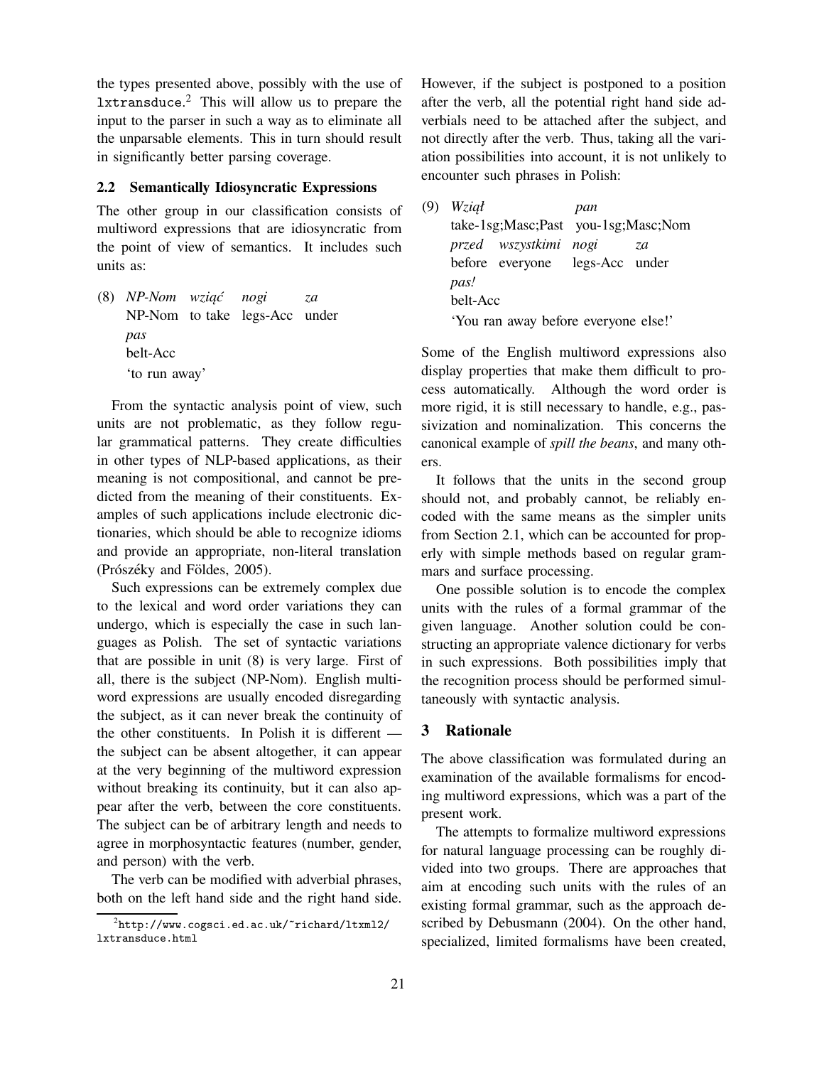the types presented above, possibly with the use of `lxtransduce`.[2] This will allow us to prepare the input to the parser in such a way as to eliminate all the unparsable elements. This in turn should result in significantly better parsing coverage.

### 2.2 Semantically Idiosyncratic Expressions

The other group in our classification consists of multiword expressions that are idiosyncratic from the point of view of semantics. It includes such units as:

(8) *NP-Nom wziąć nogi za pas*
NP-Nom to take legs-Acc under belt-Acc
'to run away'

From the syntactic analysis point of view, such units are not problematic, as they follow regular grammatical patterns. They create difficulties in other types of NLP-based applications, as their meaning is not compositional, and cannot be predicted from the meaning of their constituents. Examples of such applications include electronic dictionaries, which should be able to recognize idioms and provide an appropriate, non-literal translation (Prószéky and Földes, 2005).

Such expressions can be extremely complex due to the lexical and word order variations they can undergo, which is especially the case in such languages as Polish. The set of syntactic variations that are possible in unit (8) is very large. First of all, there is the subject (NP-Nom). English multiword expressions are usually encoded disregarding the subject, as it can never break the continuity of the other constituents. In Polish it is different — the subject can be absent altogether, it can appear at the very beginning of the multiword expression without breaking its continuity, but it can also appear after the verb, between the core constituents. The subject can be of arbitrary length and needs to agree in morphosyntactic features (number, gender, and person) with the verb.

The verb can be modified with adverbial phrases, both on the left hand side and the right hand side. However, if the subject is postponed to a position after the verb, all the potential right hand side adverbials need to be attached after the subject, and not directly after the verb. Thus, taking all the variation possibilities into account, it is not unlikely to encounter such phrases in Polish:

(9) *Wziął pan przed wszystkimi nogi za pas!*
take-1sg;Masc;Past you-1sg;Masc;Nom before everyone legs-Acc under belt-Acc
'You ran away before everyone else!'

Some of the English multiword expressions also display properties that make them difficult to process automatically. Although the word order is more rigid, it is still necessary to handle, e.g., passivization and nominalization. This concerns the canonical example of *spill the beans*, and many others.

It follows that the units in the second group should not, and probably cannot, be reliably encoded with the same means as the simpler units from Section 2.1, which can be accounted for properly with simple methods based on regular grammars and surface processing.

One possible solution is to encode the complex units with the rules of a formal grammar of the given language. Another solution could be constructing an appropriate valence dictionary for verbs in such expressions. Both possibilities imply that the recognition process should be performed simultaneously with syntactic analysis.

## 3 Rationale

The above classification was formulated during an examination of the available formalisms for encoding multiword expressions, which was a part of the present work.

The attempts to formalize multiword expressions for natural language processing can be roughly divided into two groups. There are approaches that aim at encoding such units with the rules of an existing formal grammar, such as the approach described by Debusmann (2004). On the other hand, specialized, limited formalisms have been created,

[2] http://www.cogsci.ed.ac.uk/~richard/ltxml2/lxtransduce.html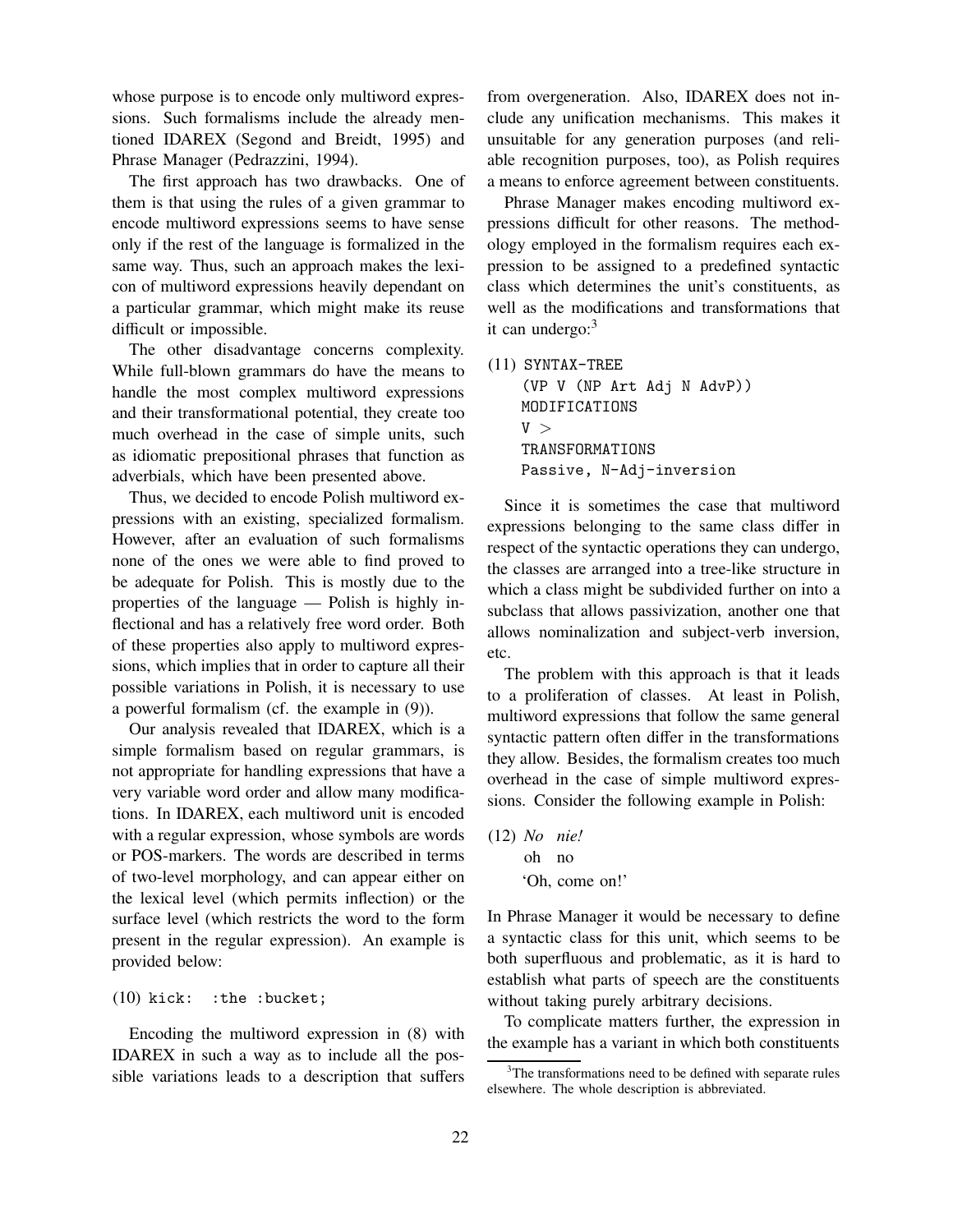whose purpose is to encode only multiword expressions. Such formalisms include the already mentioned IDAREX (Segond and Breidt, 1995) and Phrase Manager (Pedrazzini, 1994).

The first approach has two drawbacks. One of them is that using the rules of a given grammar to encode multiword expressions seems to have sense only if the rest of the language is formalized in the same way. Thus, such an approach makes the lexicon of multiword expressions heavily dependant on a particular grammar, which might make its reuse difficult or impossible.

The other disadvantage concerns complexity. While full-blown grammars do have the means to handle the most complex multiword expressions and their transformational potential, they create too much overhead in the case of simple units, such as idiomatic prepositional phrases that function as adverbials, which have been presented above.

Thus, we decided to encode Polish multiword expressions with an existing, specialized formalism. However, after an evaluation of such formalisms none of the ones we were able to find proved to be adequate for Polish. This is mostly due to the properties of the language — Polish is highly inflectional and has a relatively free word order. Both of these properties also apply to multiword expressions, which implies that in order to capture all their possible variations in Polish, it is necessary to use a powerful formalism (cf. the example in (9)).

Our analysis revealed that IDAREX, which is a simple formalism based on regular grammars, is not appropriate for handling expressions that have a very variable word order and allow many modifications. In IDAREX, each multiword unit is encoded with a regular expression, whose symbols are words or POS-markers. The words are described in terms of two-level morphology, and can appear either on the lexical level (which permits inflection) or the surface level (which restricts the word to the form present in the regular expression). An example is provided below:

(10) `kick: :the :bucket;`

Encoding the multiword expression in (8) with IDAREX in such a way as to include all the possible variations leads to a description that suffers from overgeneration. Also, IDAREX does not include any unification mechanisms. This makes it unsuitable for any generation purposes (and reliable recognition purposes, too), as Polish requires a means to enforce agreement between constituents.

Phrase Manager makes encoding multiword expressions difficult for other reasons. The methodology employed in the formalism requires each expression to be assigned to a predefined syntactic class which determines the unit's constituents, as well as the modifications and transformations that it can undergo:[3]

(11)
```
SYNTAX-TREE
(VP V (NP Art Adj N AdvP))
MODIFICATIONS
V >
TRANSFORMATIONS
Passive, N-Adj-inversion
```

Since it is sometimes the case that multiword expressions belonging to the same class differ in respect of the syntactic operations they can undergo, the classes are arranged into a tree-like structure in which a class might be subdivided further on into a subclass that allows passivization, another one that allows nominalization and subject-verb inversion, etc.

The problem with this approach is that it leads to a proliferation of classes. At least in Polish, multiword expressions that follow the same general syntactic pattern often differ in the transformations they allow. Besides, the formalism creates too much overhead in the case of simple multiword expressions. Consider the following example in Polish:

(12) *No nie!*
oh no
'Oh, come on!'

In Phrase Manager it would be necessary to define a syntactic class for this unit, which seems to be both superfluous and problematic, as it is hard to establish what parts of speech are the constituents without taking purely arbitrary decisions.

To complicate matters further, the expression in the example has a variant in which both constituents

[3] The transformations need to be defined with separate rules elsewhere. The whole description is abbreviated.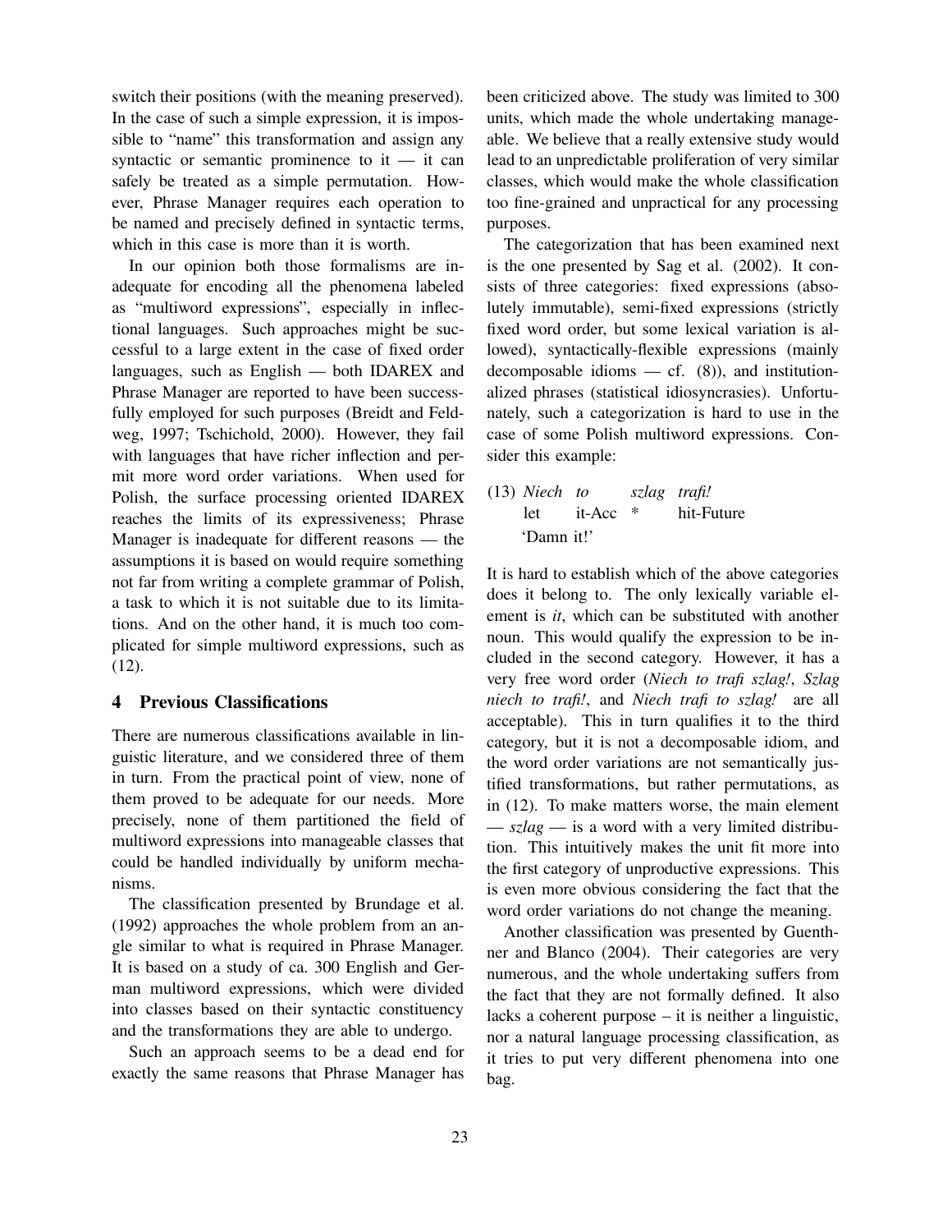switch their positions (with the meaning preserved). In the case of such a simple expression, it is impossible to "name" this transformation and assign any syntactic or semantic prominence to it — it can safely be treated as a simple permutation. However, Phrase Manager requires each operation to be named and precisely defined in syntactic terms, which in this case is more than it is worth.

In our opinion both those formalisms are inadequate for encoding all the phenomena labeled as "multiword expressions", especially in inflectional languages. Such approaches might be successful to a large extent in the case of fixed order languages, such as English — both IDAREX and Phrase Manager are reported to have been successfully employed for such purposes (Breidt and Feldweg, 1997; Tschichold, 2000). However, they fail with languages that have richer inflection and permit more word order variations. When used for Polish, the surface processing oriented IDAREX reaches the limits of its expressiveness; Phrase Manager is inadequate for different reasons — the assumptions it is based on would require something not far from writing a complete grammar of Polish, a task to which it is not suitable due to its limitations. And on the other hand, it is much too complicated for simple multiword expressions, such as (12).

## 4 Previous Classifications

There are numerous classifications available in linguistic literature, and we considered three of them in turn. From the practical point of view, none of them proved to be adequate for our needs. More precisely, none of them partitioned the field of multiword expressions into manageable classes that could be handled individually by uniform mechanisms.

The classification presented by Brundage et al. (1992) approaches the whole problem from an angle similar to what is required in Phrase Manager. It is based on a study of ca. 300 English and German multiword expressions, which were divided into classes based on their syntactic constituency and the transformations they are able to undergo.

Such an approach seems to be a dead end for exactly the same reasons that Phrase Manager has been criticized above. The study was limited to 300 units, which made the whole undertaking manageable. We believe that a really extensive study would lead to an unpredictable proliferation of very similar classes, which would make the whole classification too fine-grained and unpractical for any processing purposes.

The categorization that has been examined next is the one presented by Sag et al. (2002). It consists of three categories: fixed expressions (absolutely immutable), semi-fixed expressions (strictly fixed word order, but some lexical variation is allowed), syntactically-flexible expressions (mainly decomposable idioms — cf. (8)), and institutionalized phrases (statistical idiosyncrasies). Unfortunately, such a categorization is hard to use in the case of some Polish multiword expressions. Consider this example:

(13) *Niech to szlag trafi!*
let it-Acc * hit-Future
'Damn it!'

It is hard to establish which of the above categories does it belong to. The only lexically variable element is *it*, which can be substituted with another noun. This would qualify the expression to be included in the second category. However, it has a very free word order (*Niech to trafi szlag!*, *Szlag niech to trafi!*, and *Niech trafi to szlag!* are all acceptable). This in turn qualifies it to the third category, but it is not a decomposable idiom, and the word order variations are not semantically justified transformations, but rather permutations, as in (12). To make matters worse, the main element — *szlag* — is a word with a very limited distribution. This intuitively makes the unit fit more into the first category of unproductive expressions. This is even more obvious considering the fact that the word order variations do not change the meaning.

Another classification was presented by Guenthner and Blanco (2004). Their categories are very numerous, and the whole undertaking suffers from the fact that they are not formally defined. It also lacks a coherent purpose – it is neither a linguistic, nor a natural language processing classification, as it tries to put very different phenomena into one bag.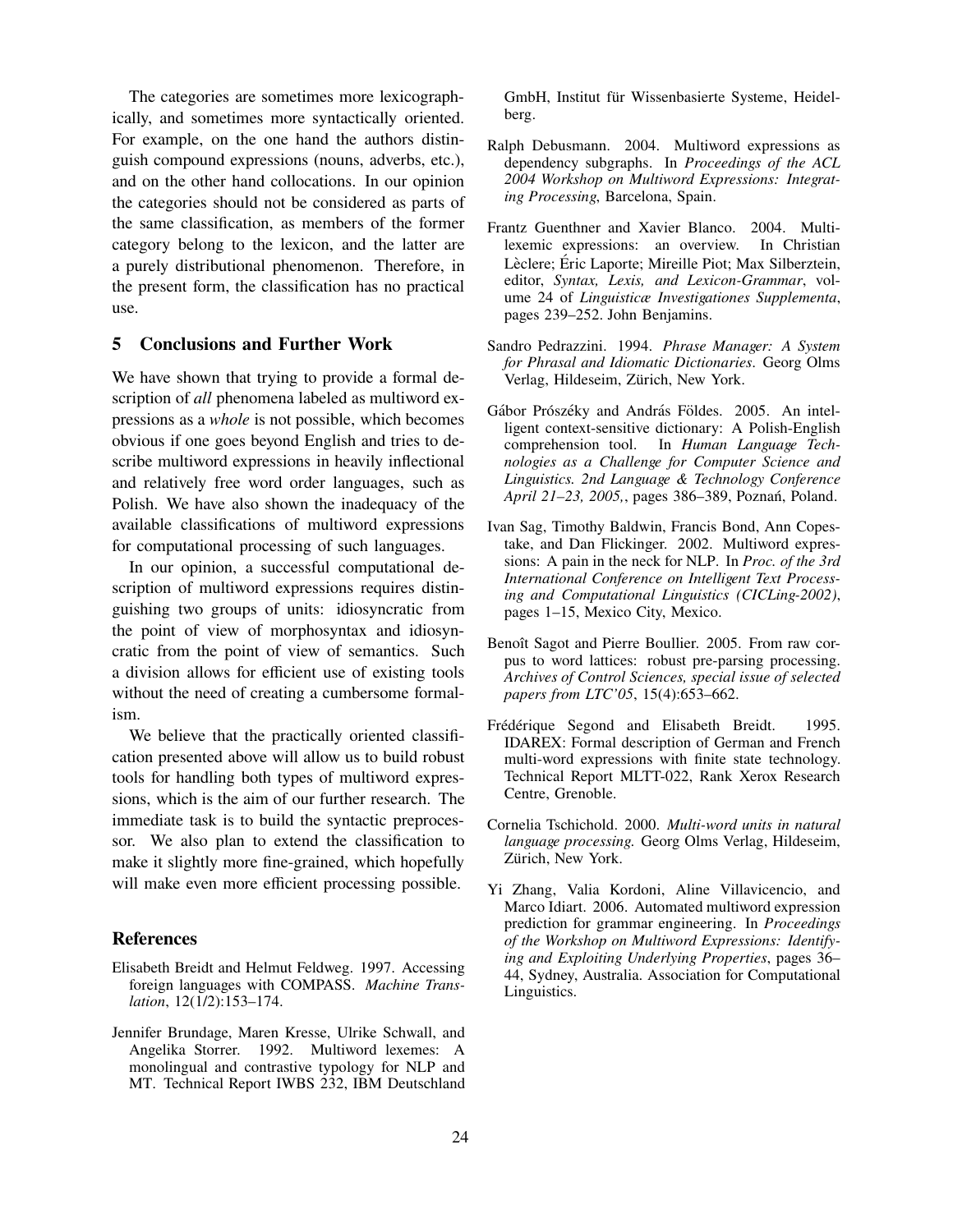The categories are sometimes more lexicographically, and sometimes more syntactically oriented. For example, on the one hand the authors distinguish compound expressions (nouns, adverbs, etc.), and on the other hand collocations. In our opinion the categories should not be considered as parts of the same classification, as members of the former category belong to the lexicon, and the latter are a purely distributional phenomenon. Therefore, in the present form, the classification has no practical use.

## 5 Conclusions and Further Work

We have shown that trying to provide a formal description of *all* phenomena labeled as multiword expressions as a *whole* is not possible, which becomes obvious if one goes beyond English and tries to describe multiword expressions in heavily inflectional and relatively free word order languages, such as Polish. We have also shown the inadequacy of the available classifications of multiword expressions for computational processing of such languages.

In our opinion, a successful computational description of multiword expressions requires distinguishing two groups of units: idiosyncratic from the point of view of morphosyntax and idiosyncratic from the point of view of semantics. Such a division allows for efficient use of existing tools without the need of creating a cumbersome formalism.

We believe that the practically oriented classification presented above will allow us to build robust tools for handling both types of multiword expressions, which is the aim of our further research. The immediate task is to build the syntactic preprocessor. We also plan to extend the classification to make it slightly more fine-grained, which hopefully will make even more efficient processing possible.

## References

Elisabeth Breidt and Helmut Feldweg. 1997. Accessing foreign languages with COMPASS. *Machine Translation*, 12(1/2):153–174.

Jennifer Brundage, Maren Kresse, Ulrike Schwall, and Angelika Storrer. 1992. Multiword lexemes: A monolingual and contrastive typology for NLP and MT. Technical Report IWBS 232, IBM Deutschland GmbH, Institut für Wissenbasierte Systeme, Heidelberg.

Ralph Debusmann. 2004. Multiword expressions as dependency subgraphs. In *Proceedings of the ACL 2004 Workshop on Multiword Expressions: Integrating Processing*, Barcelona, Spain.

Frantz Guenthner and Xavier Blanco. 2004. Multi-lexemic expressions: an overview. In Christian Lèclere; Éric Laporte; Mireille Piot; Max Silberztein, editor, *Syntax, Lexis, and Lexicon-Grammar*, volume 24 of *Linguisticæ Investigationes Supplementa*, pages 239–252. John Benjamins.

Sandro Pedrazzini. 1994. *Phrase Manager: A System for Phrasal and Idiomatic Dictionaries*. Georg Olms Verlag, Hildeseim, Zürich, New York.

Gábor Prószéky and András Földes. 2005. An intelligent context-sensitive dictionary: A Polish-English comprehension tool. In *Human Language Technologies as a Challenge for Computer Science and Linguistics. 2nd Language & Technology Conference April 21–23, 2005,*, pages 386–389, Poznań, Poland.

Ivan Sag, Timothy Baldwin, Francis Bond, Ann Copestake, and Dan Flickinger. 2002. Multiword expressions: A pain in the neck for NLP. In *Proc. of the 3rd International Conference on Intelligent Text Processing and Computational Linguistics (CICLing-2002)*, pages 1–15, Mexico City, Mexico.

Benoît Sagot and Pierre Boullier. 2005. From raw corpus to word lattices: robust pre-parsing processing. *Archives of Control Sciences, special issue of selected papers from LTC'05*, 15(4):653–662.

Frédérique Segond and Elisabeth Breidt. 1995. IDAREX: Formal description of German and French multi-word expressions with finite state technology. Technical Report MLTT-022, Rank Xerox Research Centre, Grenoble.

Cornelia Tschichold. 2000. *Multi-word units in natural language processing*. Georg Olms Verlag, Hildeseim, Zürich, New York.

Yi Zhang, Valia Kordoni, Aline Villavicencio, and Marco Idiart. 2006. Automated multiword expression prediction for grammar engineering. In *Proceedings of the Workshop on Multiword Expressions: Identifying and Exploiting Underlying Properties*, pages 36–44, Sydney, Australia. Association for Computational Linguistics.